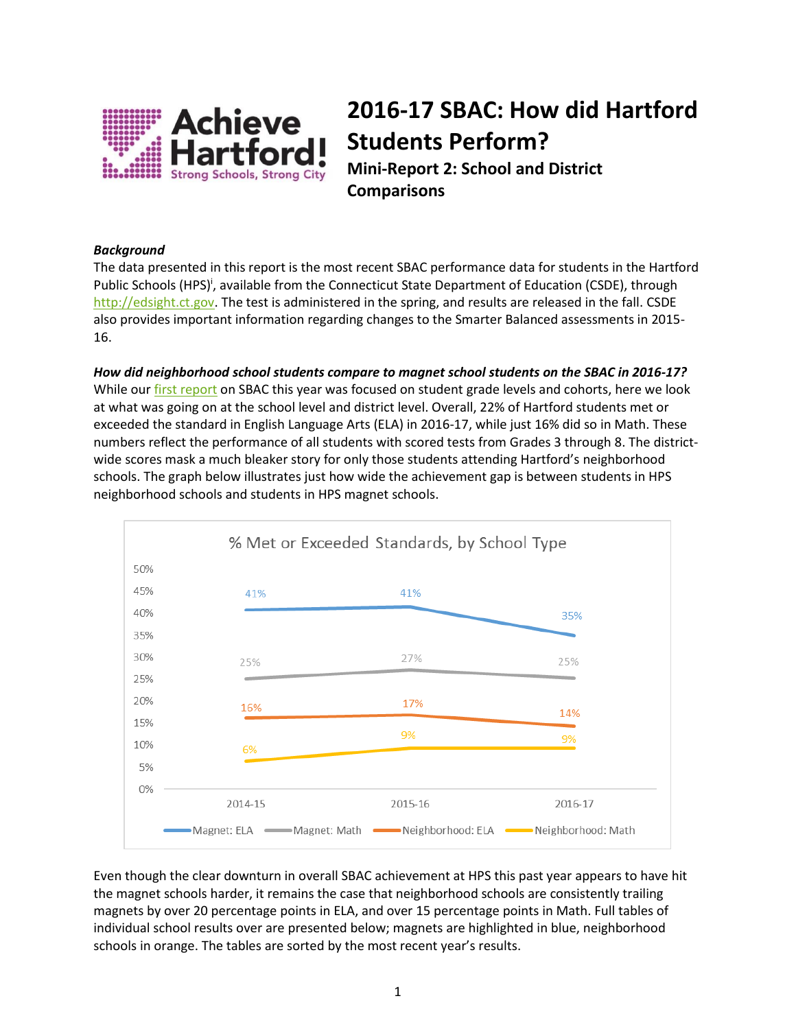# 2016-17 SBAC: How did Hartford Students Perform?

## Mini-Report 2: School and District Comparisons

***Background***

The data presented in this report is the most recent SBAC performance data for students in the Hartford Public Schools (HPS)[i], available from the Connecticut State Department of Education (CSDE), through http://edsight.ct.gov. The test is administered in the spring, and results are released in the fall. CSDE also provides important information regarding changes to the Smarter Balanced assessments in 2015-16.

***How did neighborhood school students compare to magnet school students on the SBAC in 2016-17?***

While our first report on SBAC this year was focused on student grade levels and cohorts, here we look at what was going on at the school level and district level. Overall, 22% of Hartford students met or exceeded the standard in English Language Arts (ELA) in 2016-17, while just 16% did so in Math. These numbers reflect the performance of all students with scored tests from Grades 3 through 8. The district-wide scores mask a much bleaker story for only those students attending Hartford's neighborhood schools. The graph below illustrates just how wide the achievement gap is between students in HPS neighborhood schools and students in HPS magnet schools.

**% Met or Exceeded Standards, by School Type**

| | 2014-15 | 2015-16 | 2016-17 |
|---|---|---|---|
| Magnet: ELA | 41% | 41% | 35% |
| Magnet: Math | 25% | 27% | 25% |
| Neighborhood: ELA | 16% | 17% | 14% |
| Neighborhood: Math | 6% | 9% | 9% |

Even though the clear downturn in overall SBAC achievement at HPS this past year appears to have hit the magnet schools harder, it remains the case that neighborhood schools are consistently trailing magnets by over 20 percentage points in ELA, and over 15 percentage points in Math. Full tables of individual school results over are presented below; magnets are highlighted in blue, neighborhood schools in orange. The tables are sorted by the most recent year's results.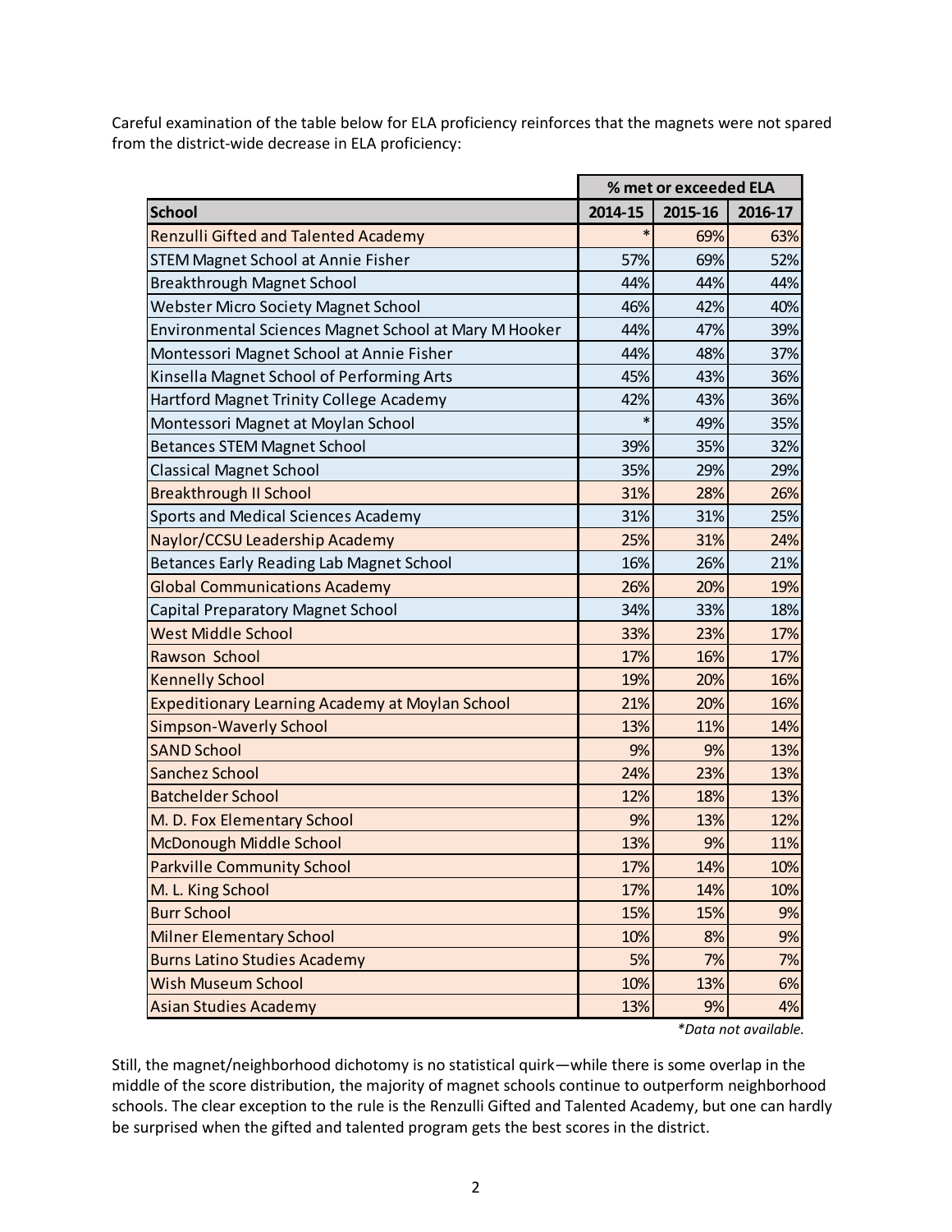Careful examination of the table below for ELA proficiency reinforces that the magnets were not spared from the district-wide decrease in ELA proficiency:

| | % met or exceeded ELA | | |
|---|---|---|---|
| **School** | **2014-15** | **2015-16** | **2016-17** |
| Renzulli Gifted and Talented Academy | * | 69% | 63% |
| STEM Magnet School at Annie Fisher | 57% | 69% | 52% |
| Breakthrough Magnet School | 44% | 44% | 44% |
| Webster Micro Society Magnet School | 46% | 42% | 40% |
| Environmental Sciences Magnet School at Mary M Hooker | 44% | 47% | 39% |
| Montessori Magnet School at Annie Fisher | 44% | 48% | 37% |
| Kinsella Magnet School of Performing Arts | 45% | 43% | 36% |
| Hartford Magnet Trinity College Academy | 42% | 43% | 36% |
| Montessori Magnet at Moylan School | * | 49% | 35% |
| Betances STEM Magnet School | 39% | 35% | 32% |
| Classical Magnet School | 35% | 29% | 29% |
| Breakthrough II School | 31% | 28% | 26% |
| Sports and Medical Sciences Academy | 31% | 31% | 25% |
| Naylor/CCSU Leadership Academy | 25% | 31% | 24% |
| Betances Early Reading Lab Magnet School | 16% | 26% | 21% |
| Global Communications Academy | 26% | 20% | 19% |
| Capital Preparatory Magnet School | 34% | 33% | 18% |
| West Middle School | 33% | 23% | 17% |
| Rawson School | 17% | 16% | 17% |
| Kennelly School | 19% | 20% | 16% |
| Expeditionary Learning Academy at Moylan School | 21% | 20% | 16% |
| Simpson-Waverly School | 13% | 11% | 14% |
| SAND School | 9% | 9% | 13% |
| Sanchez School | 24% | 23% | 13% |
| Batchelder School | 12% | 18% | 13% |
| M. D. Fox Elementary School | 9% | 13% | 12% |
| McDonough Middle School | 13% | 9% | 11% |
| Parkville Community School | 17% | 14% | 10% |
| M. L. King School | 17% | 14% | 10% |
| Burr School | 15% | 15% | 9% |
| Milner Elementary School | 10% | 8% | 9% |
| Burns Latino Studies Academy | 5% | 7% | 7% |
| Wish Museum School | 10% | 13% | 6% |
| Asian Studies Academy | 13% | 9% | 4% |

*\*Data not available.*

Still, the magnet/neighborhood dichotomy is no statistical quirk—while there is some overlap in the middle of the score distribution, the majority of magnet schools continue to outperform neighborhood schools. The clear exception to the rule is the Renzulli Gifted and Talented Academy, but one can hardly be surprised when the gifted and talented program gets the best scores in the district.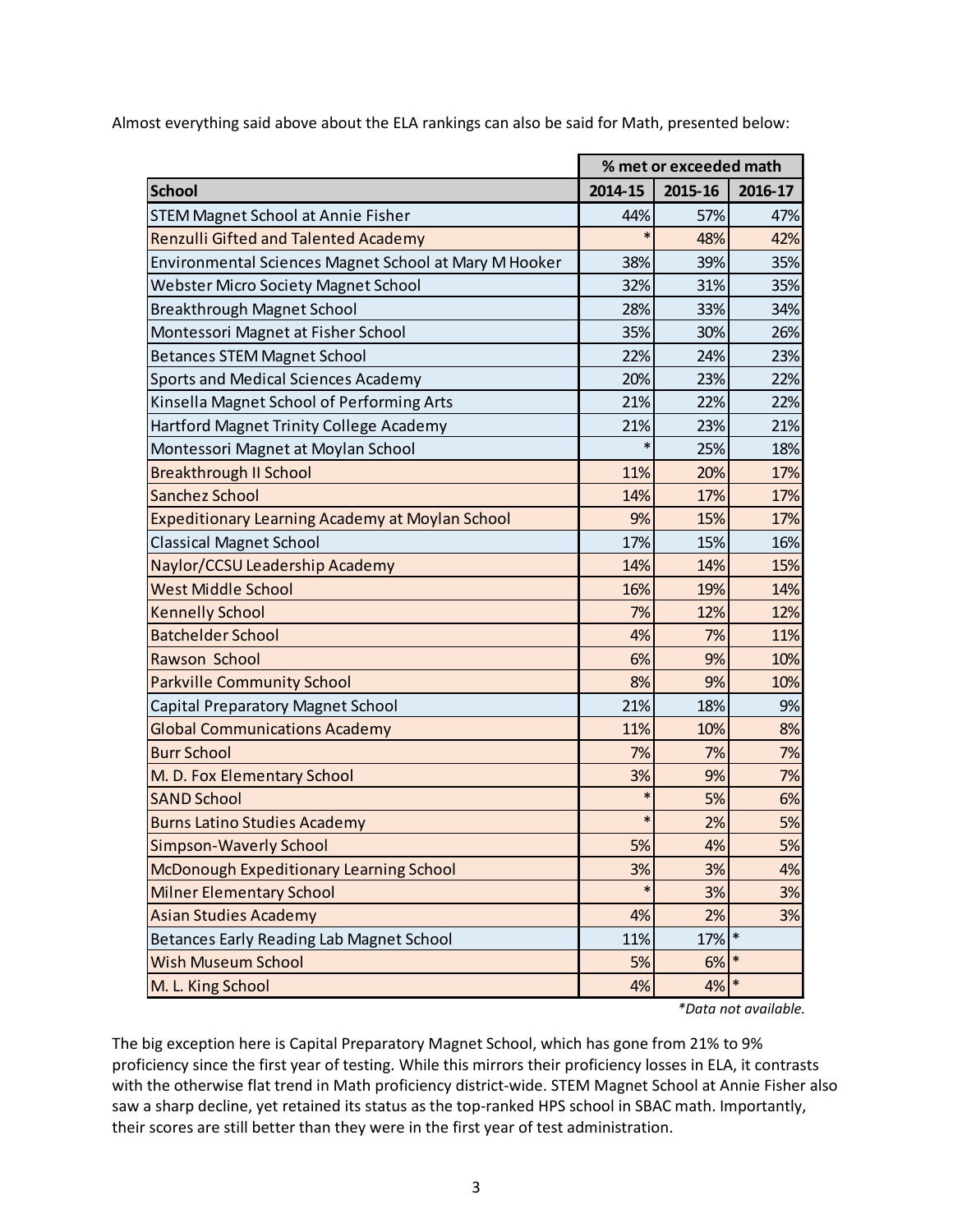Almost everything said above about the ELA rankings can also be said for Math, presented below:

| | % met or exceeded math | | |
|---|---|---|---|
| **School** | **2014-15** | **2015-16** | **2016-17** |
| STEM Magnet School at Annie Fisher | 44% | 57% | 47% |
| Renzulli Gifted and Talented Academy | * | 48% | 42% |
| Environmental Sciences Magnet School at Mary M Hooker | 38% | 39% | 35% |
| Webster Micro Society Magnet School | 32% | 31% | 35% |
| Breakthrough Magnet School | 28% | 33% | 34% |
| Montessori Magnet at Fisher School | 35% | 30% | 26% |
| Betances STEM Magnet School | 22% | 24% | 23% |
| Sports and Medical Sciences Academy | 20% | 23% | 22% |
| Kinsella Magnet School of Performing Arts | 21% | 22% | 22% |
| Hartford Magnet Trinity College Academy | 21% | 23% | 21% |
| Montessori Magnet at Moylan School | * | 25% | 18% |
| Breakthrough II School | 11% | 20% | 17% |
| Sanchez School | 14% | 17% | 17% |
| Expeditionary Learning Academy at Moylan School | 9% | 15% | 17% |
| Classical Magnet School | 17% | 15% | 16% |
| Naylor/CCSU Leadership Academy | 14% | 14% | 15% |
| West Middle School | 16% | 19% | 14% |
| Kennelly School | 7% | 12% | 12% |
| Batchelder School | 4% | 7% | 11% |
| Rawson School | 6% | 9% | 10% |
| Parkville Community School | 8% | 9% | 10% |
| Capital Preparatory Magnet School | 21% | 18% | 9% |
| Global Communications Academy | 11% | 10% | 8% |
| Burr School | 7% | 7% | 7% |
| M. D. Fox Elementary School | 3% | 9% | 7% |
| SAND School | * | 5% | 6% |
| Burns Latino Studies Academy | * | 2% | 5% |
| Simpson-Waverly School | 5% | 4% | 5% |
| McDonough Expeditionary Learning School | 3% | 3% | 4% |
| Milner Elementary School | * | 3% | 3% |
| Asian Studies Academy | 4% | 2% | 3% |
| Betances Early Reading Lab Magnet School | 11% | 17% | * |
| Wish Museum School | 5% | 6% | * |
| M. L. King School | 4% | 4% | * |

*\*Data not available.*

The big exception here is Capital Preparatory Magnet School, which has gone from 21% to 9% proficiency since the first year of testing. While this mirrors their proficiency losses in ELA, it contrasts with the otherwise flat trend in Math proficiency district-wide. STEM Magnet School at Annie Fisher also saw a sharp decline, yet retained its status as the top-ranked HPS school in SBAC math. Importantly, their scores are still better than they were in the first year of test administration.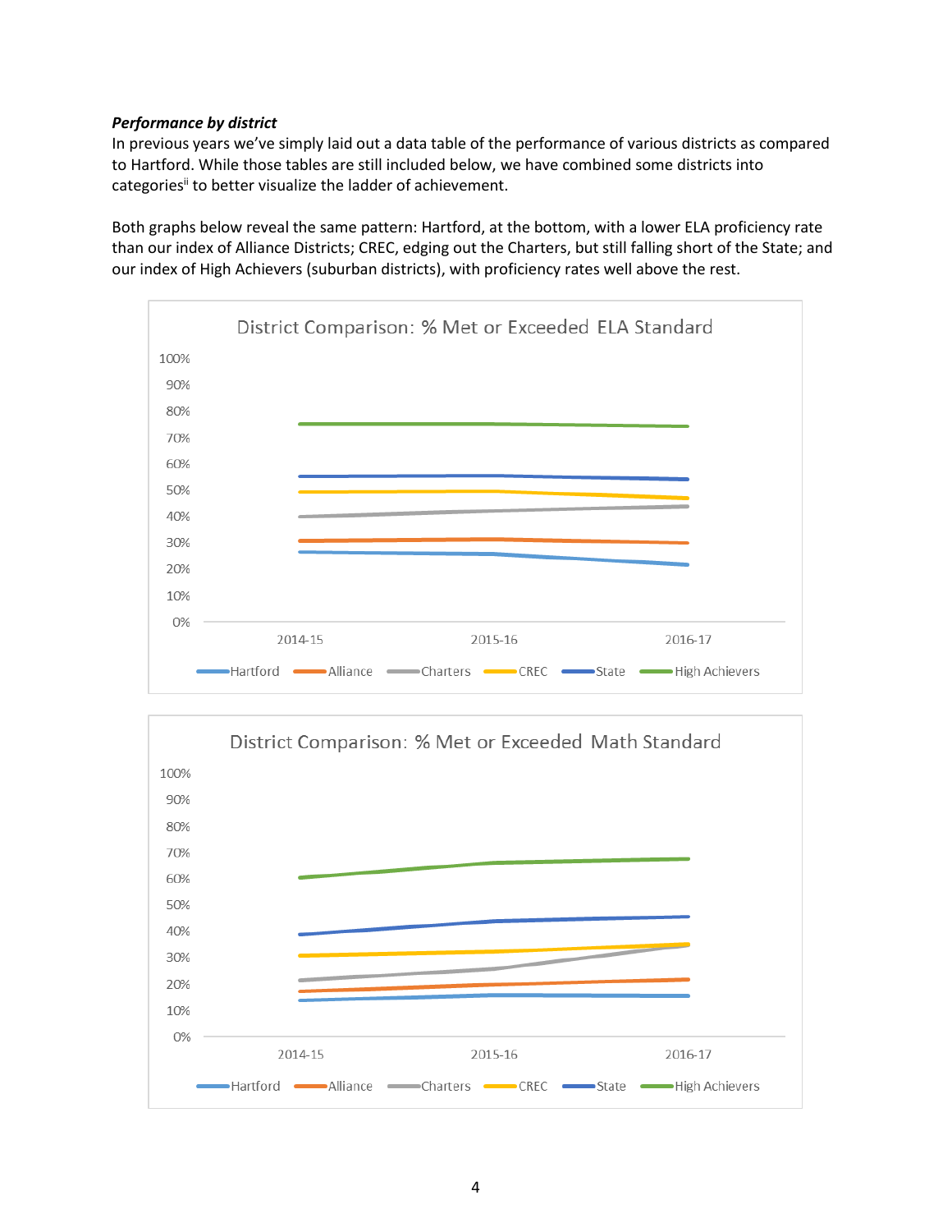***Performance by district***

In previous years we've simply laid out a data table of the performance of various districts as compared to Hartford. While those tables are still included below, we have combined some districts into categories[ii] to better visualize the ladder of achievement.

Both graphs below reveal the same pattern: Hartford, at the bottom, with a lower ELA proficiency rate than our index of Alliance Districts; CREC, edging out the Charters, but still falling short of the State; and our index of High Achievers (suburban districts), with proficiency rates well above the rest.

District Comparison: % Met or Exceeded ELA Standard

District Comparison: % Met or Exceeded Math Standard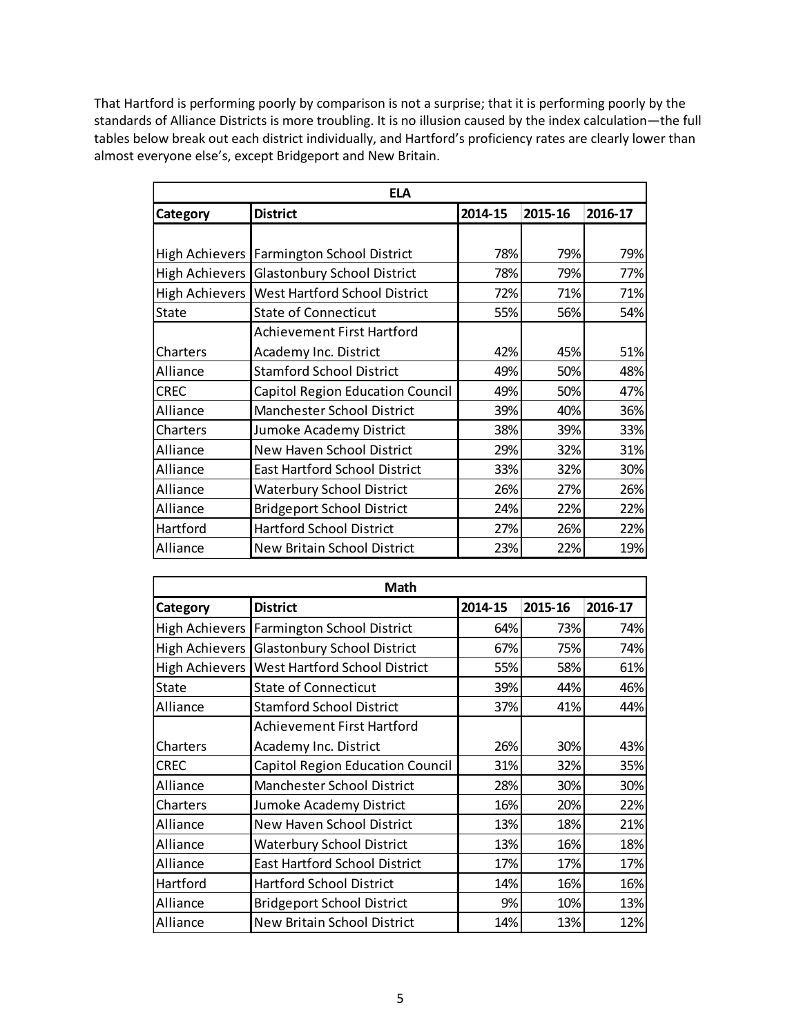That Hartford is performing poorly by comparison is not a surprise; that it is performing poorly by the standards of Alliance Districts is more troubling. It is no illusion caused by the index calculation—the full tables below break out each district individually, and Hartford's proficiency rates are clearly lower than almost everyone else's, except Bridgeport and New Britain.

| ELA | | | | |
|---|---|---|---|---|
| **Category** | **District** | **2014-15** | **2015-16** | **2016-17** |
| High Achievers | Farmington School District | 78% | 79% | 79% |
| High Achievers | Glastonbury School District | 78% | 79% | 77% |
| High Achievers | West Hartford School District | 72% | 71% | 71% |
| State | State of Connecticut | 55% | 56% | 54% |
| Charters | Achievement First Hartford Academy Inc. District | 42% | 45% | 51% |
| Alliance | Stamford School District | 49% | 50% | 48% |
| CREC | Capitol Region Education Council | 49% | 50% | 47% |
| Alliance | Manchester School District | 39% | 40% | 36% |
| Charters | Jumoke Academy District | 38% | 39% | 33% |
| Alliance | New Haven School District | 29% | 32% | 31% |
| Alliance | East Hartford School District | 33% | 32% | 30% |
| Alliance | Waterbury School District | 26% | 27% | 26% |
| Alliance | Bridgeport School District | 24% | 22% | 22% |
| Hartford | Hartford School District | 27% | 26% | 22% |
| Alliance | New Britain School District | 23% | 22% | 19% |

| Math | | | | |
|---|---|---|---|---|
| **Category** | **District** | **2014-15** | **2015-16** | **2016-17** |
| High Achievers | Farmington School District | 64% | 73% | 74% |
| High Achievers | Glastonbury School District | 67% | 75% | 74% |
| High Achievers | West Hartford School District | 55% | 58% | 61% |
| State | State of Connecticut | 39% | 44% | 46% |
| Alliance | Stamford School District | 37% | 41% | 44% |
| Charters | Achievement First Hartford Academy Inc. District | 26% | 30% | 43% |
| CREC | Capitol Region Education Council | 31% | 32% | 35% |
| Alliance | Manchester School District | 28% | 30% | 30% |
| Charters | Jumoke Academy District | 16% | 20% | 22% |
| Alliance | New Haven School District | 13% | 18% | 21% |
| Alliance | Waterbury School District | 13% | 16% | 18% |
| Alliance | East Hartford School District | 17% | 17% | 17% |
| Hartford | Hartford School District | 14% | 16% | 16% |
| Alliance | Bridgeport School District | 9% | 10% | 13% |
| Alliance | New Britain School District | 14% | 13% | 12% |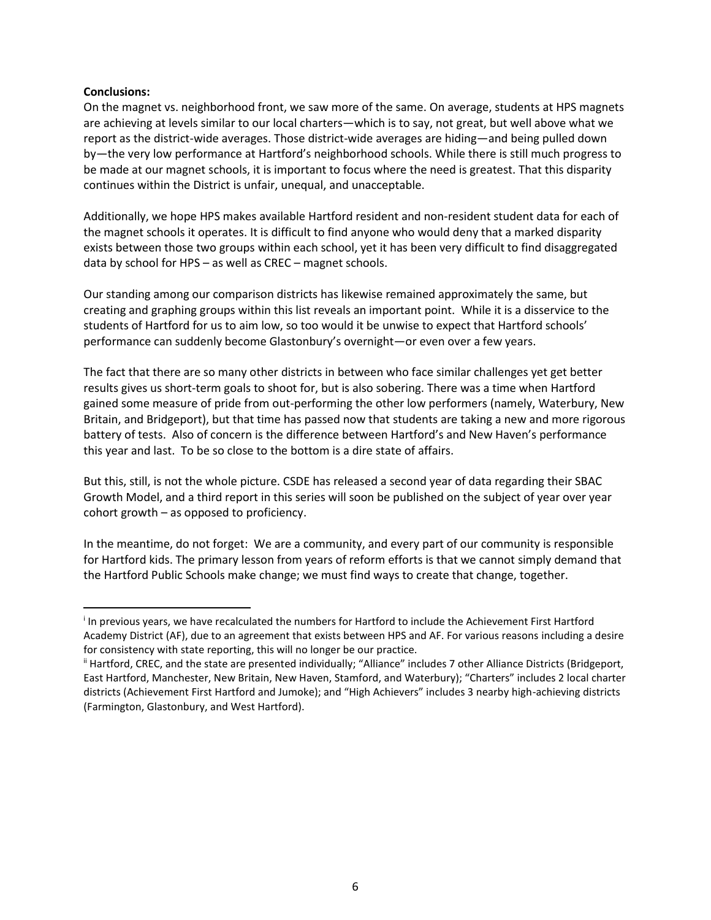**Conclusions:**

On the magnet vs. neighborhood front, we saw more of the same. On average, students at HPS magnets are achieving at levels similar to our local charters—which is to say, not great, but well above what we report as the district-wide averages. Those district-wide averages are hiding—and being pulled down by—the very low performance at Hartford's neighborhood schools. While there is still much progress to be made at our magnet schools, it is important to focus where the need is greatest. That this disparity continues within the District is unfair, unequal, and unacceptable.

Additionally, we hope HPS makes available Hartford resident and non-resident student data for each of the magnet schools it operates. It is difficult to find anyone who would deny that a marked disparity exists between those two groups within each school, yet it has been very difficult to find disaggregated data by school for HPS – as well as CREC – magnet schools.

Our standing among our comparison districts has likewise remained approximately the same, but creating and graphing groups within this list reveals an important point. While it is a disservice to the students of Hartford for us to aim low, so too would it be unwise to expect that Hartford schools' performance can suddenly become Glastonbury's overnight—or even over a few years.

The fact that there are so many other districts in between who face similar challenges yet get better results gives us short-term goals to shoot for, but is also sobering. There was a time when Hartford gained some measure of pride from out-performing the other low performers (namely, Waterbury, New Britain, and Bridgeport), but that time has passed now that students are taking a new and more rigorous battery of tests. Also of concern is the difference between Hartford's and New Haven's performance this year and last. To be so close to the bottom is a dire state of affairs.

But this, still, is not the whole picture. CSDE has released a second year of data regarding their SBAC Growth Model, and a third report in this series will soon be published on the subject of year over year cohort growth – as opposed to proficiency.

In the meantime, do not forget: We are a community, and every part of our community is responsible for Hartford kids. The primary lesson from years of reform efforts is that we cannot simply demand that the Hartford Public Schools make change; we must find ways to create that change, together.

---

[i] In previous years, we have recalculated the numbers for Hartford to include the Achievement First Hartford Academy District (AF), due to an agreement that exists between HPS and AF. For various reasons including a desire for consistency with state reporting, this will no longer be our practice.

[ii] Hartford, CREC, and the state are presented individually; "Alliance" includes 7 other Alliance Districts (Bridgeport, East Hartford, Manchester, New Britain, New Haven, Stamford, and Waterbury); "Charters" includes 2 local charter districts (Achievement First Hartford and Jumoke); and "High Achievers" includes 3 nearby high-achieving districts (Farmington, Glastonbury, and West Hartford).